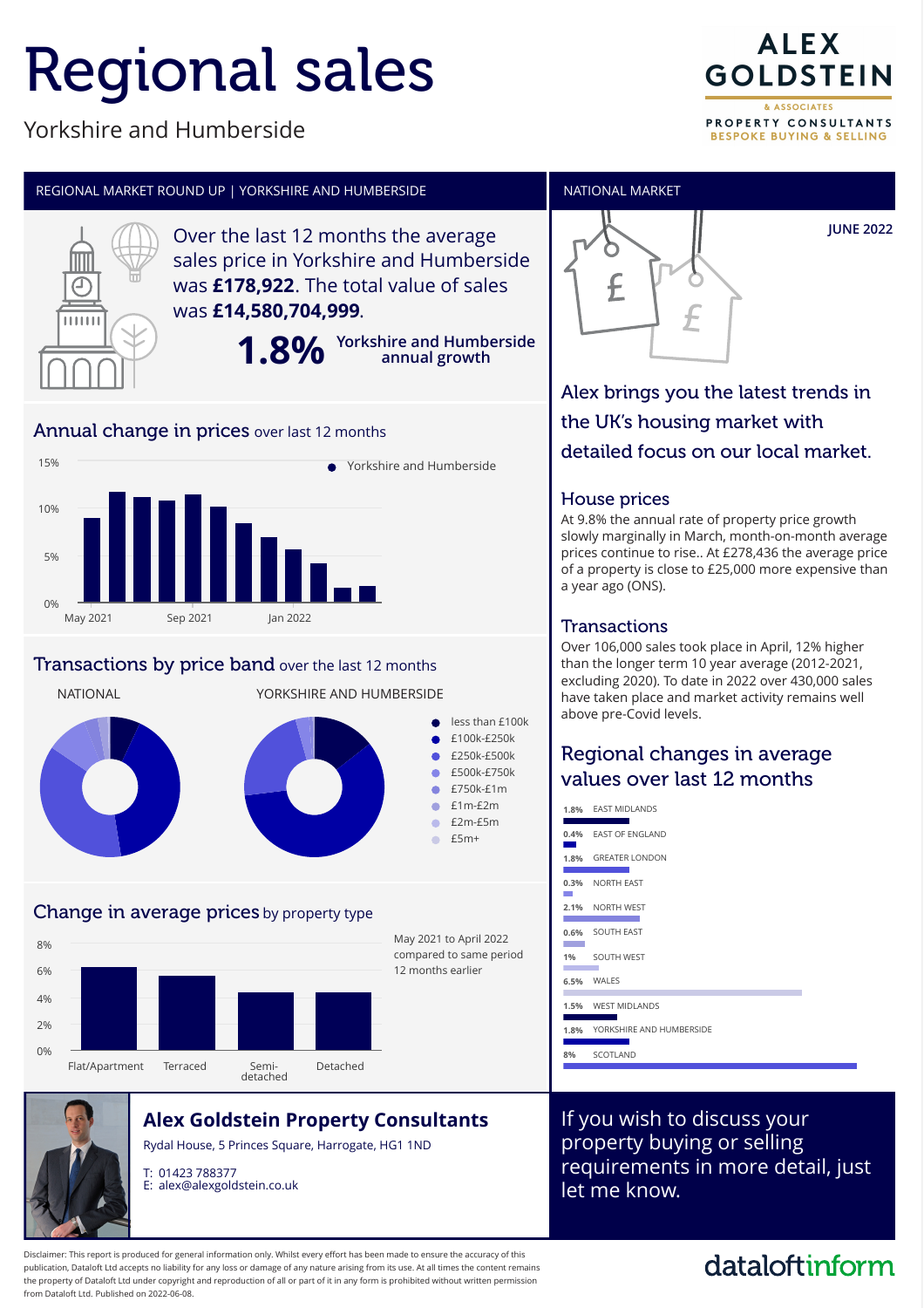# Regional sales

Yorkshire and Humberside

ALEX GOLDSTEIN & ASSOCIATES
PROPERTY CONSULTANTS
BESPOKE BUYING & SELLING

## REGIONAL MARKET ROUND UP | YORKSHIRE AND HUMBERSIDE

Over the last 12 months the average sales price in Yorkshire and Humberside was **£178,922**. The total value of sales was **£14,580,704,999**.

**1.8%** Yorkshire and Humberside annual growth

### Annual change in prices over last 12 months

Yorkshire and Humberside

15%
10%
5%
0%

May 2021 | Sep 2021 | Jan 2022

### Transactions by price band over the last 12 months

NATIONAL | YORKSHIRE AND HUMBERSIDE

- less than £100k
- £100k-£250k
- £250k-£500k
- £500k-£750k
- £750k-£1m
- £1m-£2m
- £2m-£5m
- £5m+

### Change in average prices by property type

May 2021 to April 2022 compared to same period 12 months earlier

8%
6%
4%
2%
0%

Flat/Apartment | Terraced | Semi-detached | Detached

## NATIONAL MARKET

JUNE 2022

Alex brings you the latest trends in the UK's housing market with detailed focus on our local market.

### House prices

At 9.8% the annual rate of property price growth slowly marginally in March, month-on-month average prices continue to rise.. At £278,436 the average price of a property is close to £25,000 more expensive than a year ago (ONS).

### Transactions

Over 106,000 sales took place in April, 12% higher than the longer term 10 year average (2012-2021, excluding 2020). To date in 2022 over 430,000 sales have taken place and market activity remains well above pre-Covid levels.

### Regional changes in average values over last 12 months

| Change | Region |
|---|---|
| 1.8% | EAST MIDLANDS |
| 0.4% | EAST OF ENGLAND |
| 1.8% | GREATER LONDON |
| 0.3% | NORTH EAST |
| 2.1% | NORTH WEST |
| 0.6% | SOUTH EAST |
| 1% | SOUTH WEST |
| 6.5% | WALES |
| 1.5% | WEST MIDLANDS |
| 1.8% | YORKSHIRE AND HUMBERSIDE |
| 8% | SCOTLAND |

## Alex Goldstein Property Consultants

Rydal House, 5 Princes Square, Harrogate, HG1 1ND

T: 01423 788377
E: alex@alexgoldstein.co.uk

If you wish to discuss your property buying or selling requirements in more detail, just let me know.

Disclaimer: This report is produced for general information only. Whilst every effort has been made to ensure the accuracy of this publication, Dataloft Ltd accepts no liability for any loss or damage of any nature arising from its use. At all times the content remains the property of Dataloft Ltd under copyright and reproduction of all or part of it in any form is prohibited without written permission from Dataloft Ltd. Published on 2022-06-08.

dataloftinform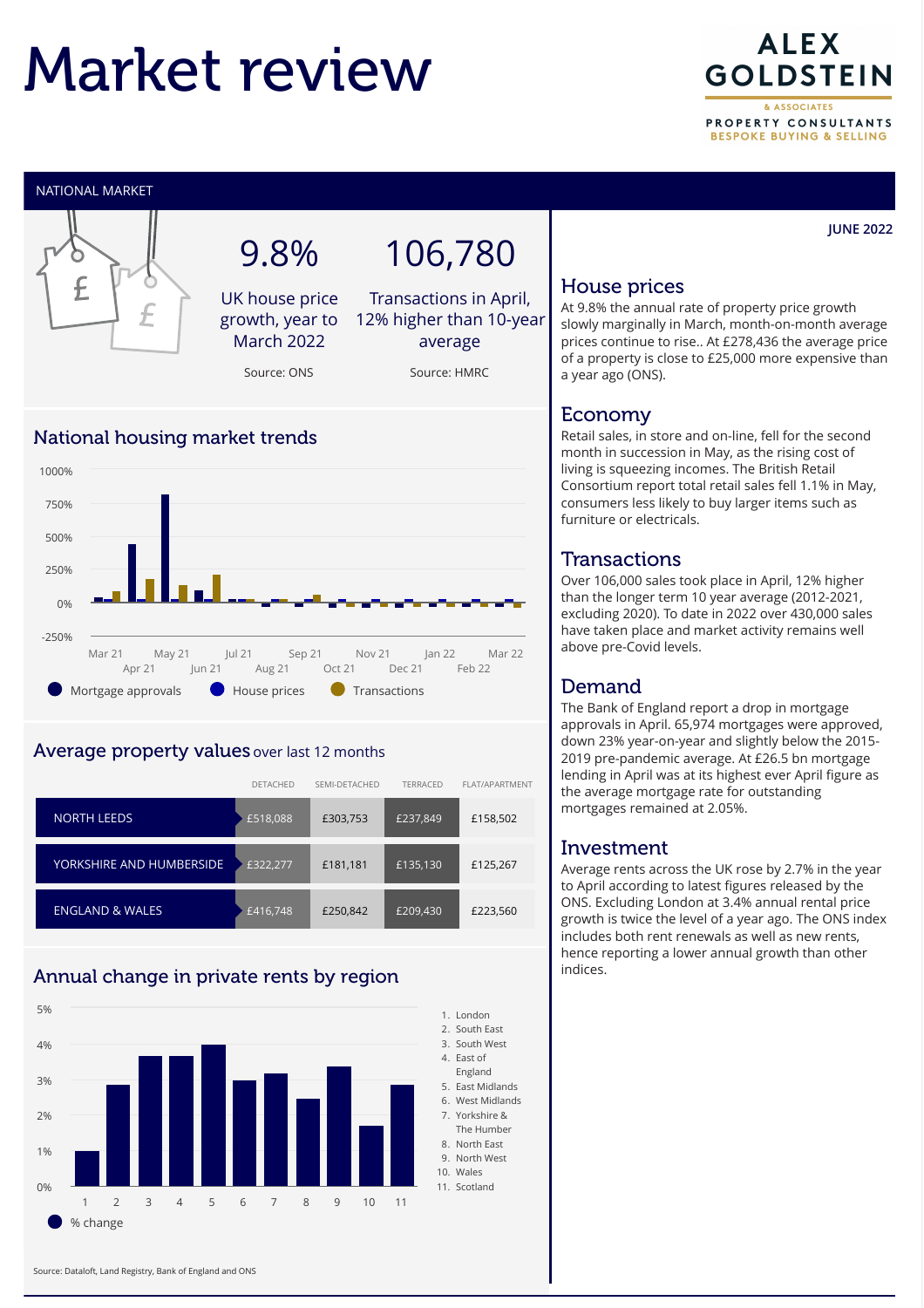# Market review

ALEX GOLDSTEIN & ASSOCIATES
PROPERTY CONSULTANTS
BESPOKE BUYING & SELLING

NATIONAL MARKET

**JUNE 2022**

## 9.8%

UK house price growth, year to March 2022

Source: ONS

## 106,780

Transactions in April, 12% higher than 10-year average

Source: HMRC

## National housing market trends

1000%
750%
500%
250%
0%
-250%

Mar 21, Apr 21, May 21, Jun 21, Jul 21, Aug 21, Sep 21, Oct 21, Nov 21, Dec 21, Jan 22, Feb 22, Mar 22

Mortgage approvals
House prices
Transactions

## Average property values over last 12 months

| | DETACHED | SEMI-DETACHED | TERRACED | FLAT/APARTMENT |
|---|---|---|---|---|
| NORTH LEEDS | £518,088 | £303,753 | £237,849 | £158,502 |
| YORKSHIRE AND HUMBERSIDE | £322,277 | £181,181 | £135,130 | £125,267 |
| ENGLAND & WALES | £416,748 | £250,842 | £209,430 | £223,560 |

## Annual change in private rents by region

5%
4%
3%
2%
1%
0%

1 2 3 4 5 6 7 8 9 10 11

% change

1. London
2. South East
3. South West
4. East of England
5. East Midlands
6. West Midlands
7. Yorkshire & The Humber
8. North East
9. North West
10. Wales
11. Scotland

Source: Dataloft, Land Registry, Bank of England and ONS

## House prices

At 9.8% the annual rate of property price growth slowly marginally in March, month-on-month average prices continue to rise.. At £278,436 the average price of a property is close to £25,000 more expensive than a year ago (ONS).

## Economy

Retail sales, in store and on-line, fell for the second month in succession in May, as the rising cost of living is squeezing incomes. The British Retail Consortium report total retail sales fell 1.1% in May, consumers less likely to buy larger items such as furniture or electricals.

## Transactions

Over 106,000 sales took place in April, 12% higher than the longer term 10 year average (2012-2021, excluding 2020). To date in 2022 over 430,000 sales have taken place and market activity remains well above pre-Covid levels.

## Demand

The Bank of England report a drop in mortgage approvals in April. 65,974 mortgages were approved, down 23% year-on-year and slightly below the 2015-2019 pre-pandemic average. At £26.5 bn mortgage lending in April was at its highest ever April figure as the average mortgage rate for outstanding mortgages remained at 2.05%.

## Investment

Average rents across the UK rose by 2.7% in the year to April according to latest figures released by the ONS. Excluding London at 3.4% annual rental price growth is twice the level of a year ago. The ONS index includes both rent renewals as well as new rents, hence reporting a lower annual growth than other indices.